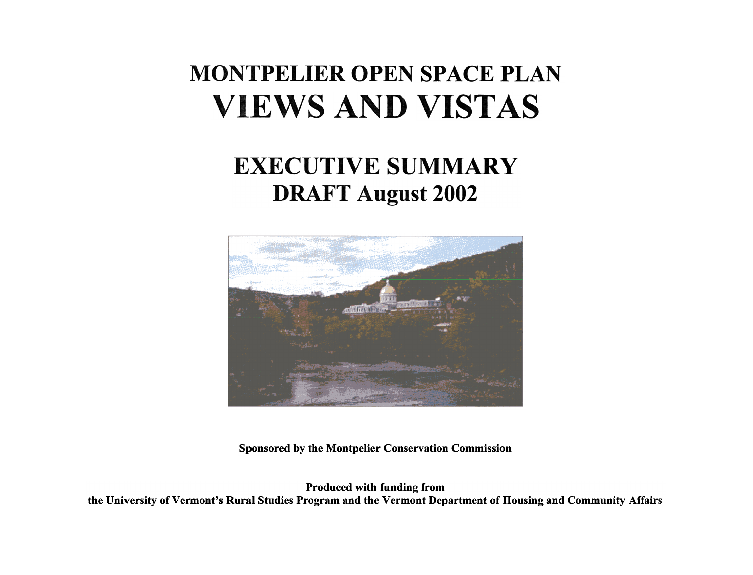# MONTPELIER OPEN SPACE PLAN
# VIEWS AND VISTAS

## EXECUTIVE SUMMARY
## DRAFT August 2002

**Sponsored by the Montpelier Conservation Commission**

**Produced with funding from**
**the University of Vermont's Rural Studies Program and the Vermont Department of Housing and Community Affairs**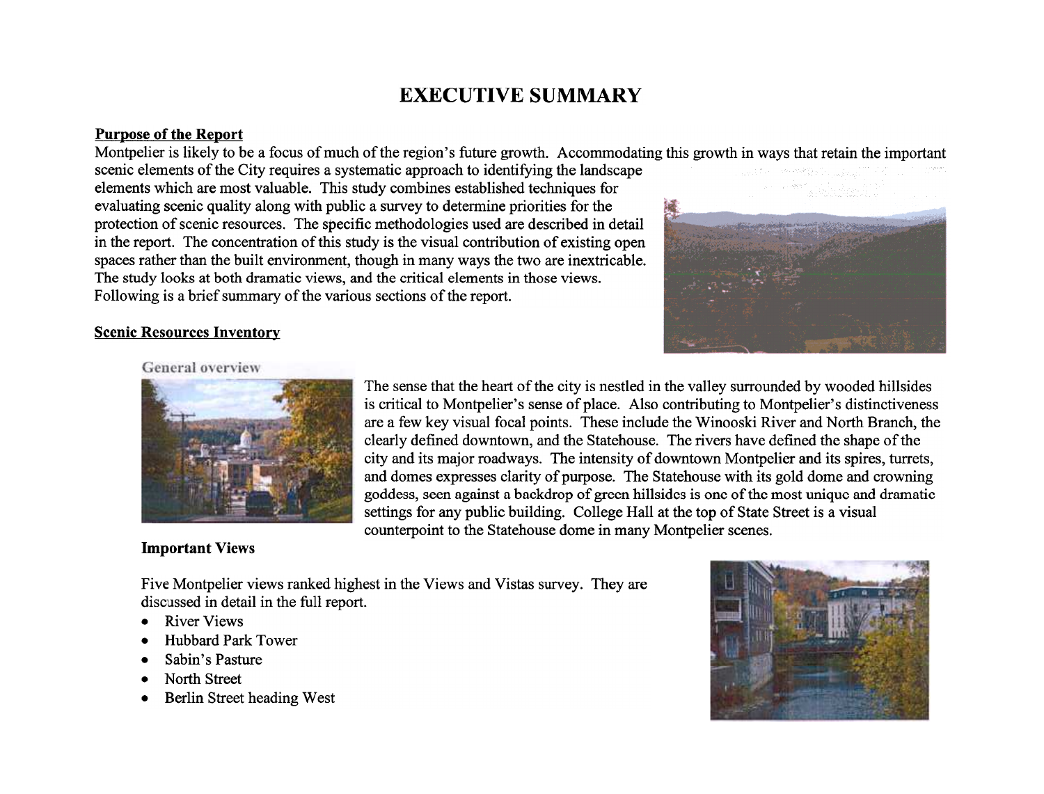# EXECUTIVE SUMMARY

**Purpose of the Report**

Montpelier is likely to be a focus of much of the region's future growth. Accommodating this growth in ways that retain the important scenic elements of the City requires a systematic approach to identifying the landscape elements which are most valuable. This study combines established techniques for evaluating scenic quality along with public a survey to determine priorities for the protection of scenic resources. The specific methodologies used are described in detail in the report. The concentration of this study is the visual contribution of existing open spaces rather than the built environment, though in many ways the two are inextricable. The study looks at both dramatic views, and the critical elements in those views. Following is a brief summary of the various sections of the report.

**Scenic Resources Inventory**

General overview

The sense that the heart of the city is nestled in the valley surrounded by wooded hillsides is critical to Montpelier's sense of place. Also contributing to Montpelier's distinctiveness are a few key visual focal points. These include the Winooski River and North Branch, the clearly defined downtown, and the Statehouse. The rivers have defined the shape of the city and its major roadways. The intensity of downtown Montpelier and its spires, turrets, and domes expresses clarity of purpose. The Statehouse with its gold dome and crowning goddess, seen against a backdrop of green hillsides is one of the most unique and dramatic settings for any public building. College Hall at the top of State Street is a visual counterpoint to the Statehouse dome in many Montpelier scenes.

**Important Views**

Five Montpelier views ranked highest in the Views and Vistas survey. They are discussed in detail in the full report.

- River Views
- Hubbard Park Tower
- Sabin's Pasture
- North Street
- Berlin Street heading West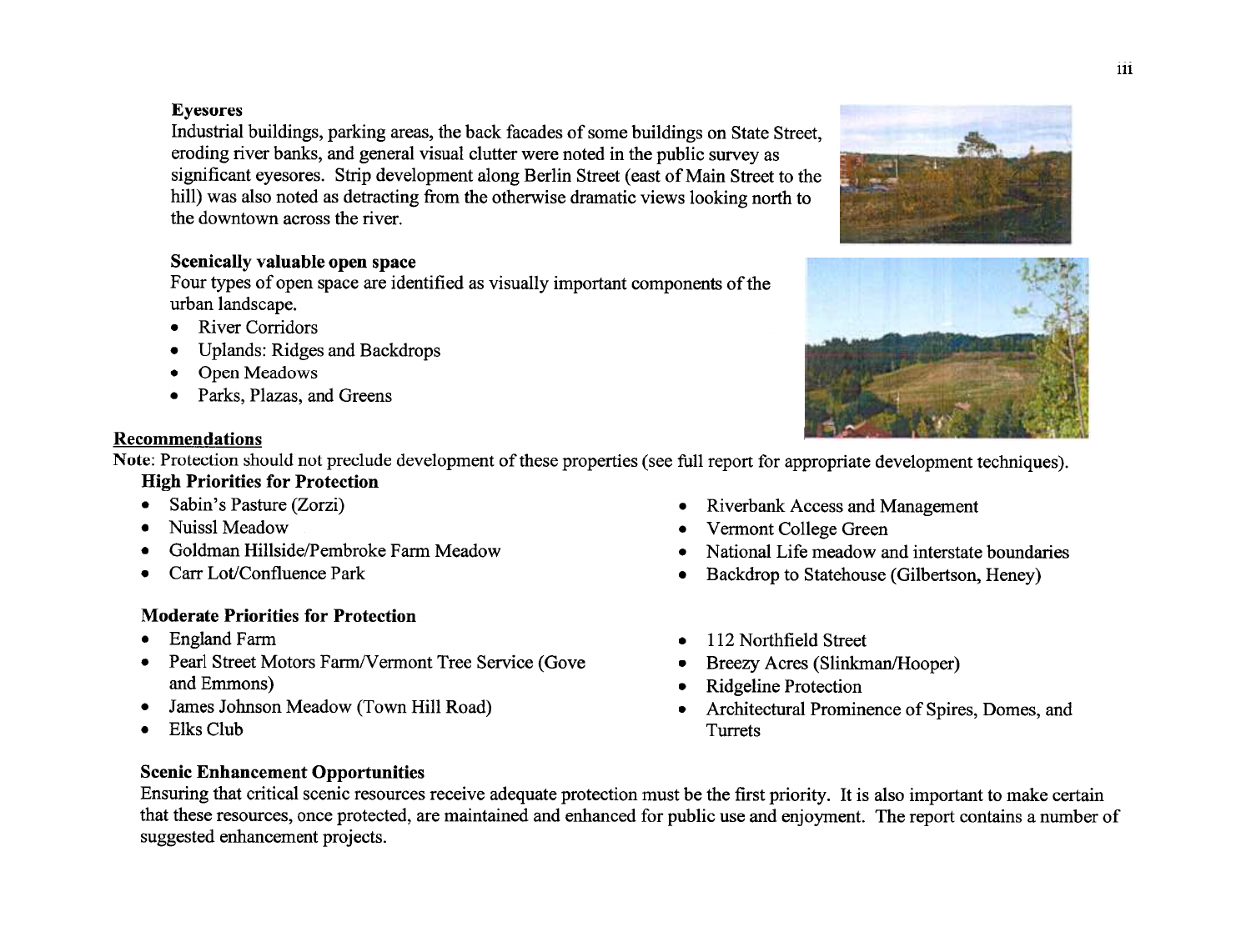**Eyesores**

Industrial buildings, parking areas, the back facades of some buildings on State Street, eroding river banks, and general visual clutter were noted in the public survey as significant eyesores. Strip development along Berlin Street (east of Main Street to the hill) was also noted as detracting from the otherwise dramatic views looking north to the downtown across the river.

**Scenically valuable open space**

Four types of open space are identified as visually important components of the urban landscape.

- River Corridors
- Uplands: Ridges and Backdrops
- Open Meadows
- Parks, Plazas, and Greens

## Recommendations

**Note**: Protection should not preclude development of these properties (see full report for appropriate development techniques).

### High Priorities for Protection

- Sabin's Pasture (Zorzi)
- Nuissl Meadow
- Goldman Hillside/Pembroke Farm Meadow
- Carr Lot/Confluence Park
- Riverbank Access and Management
- Vermont College Green
- National Life meadow and interstate boundaries
- Backdrop to Statehouse (Gilbertson, Heney)

### Moderate Priorities for Protection

- England Farm
- Pearl Street Motors Farm/Vermont Tree Service (Gove and Emmons)
- James Johnson Meadow (Town Hill Road)
- Elks Club
- 112 Northfield Street
- Breezy Acres (Slinkman/Hooper)
- Ridgeline Protection
- Architectural Prominence of Spires, Domes, and Turrets

### Scenic Enhancement Opportunities

Ensuring that critical scenic resources receive adequate protection must be the first priority. It is also important to make certain that these resources, once protected, are maintained and enhanced for public use and enjoyment. The report contains a number of suggested enhancement projects.